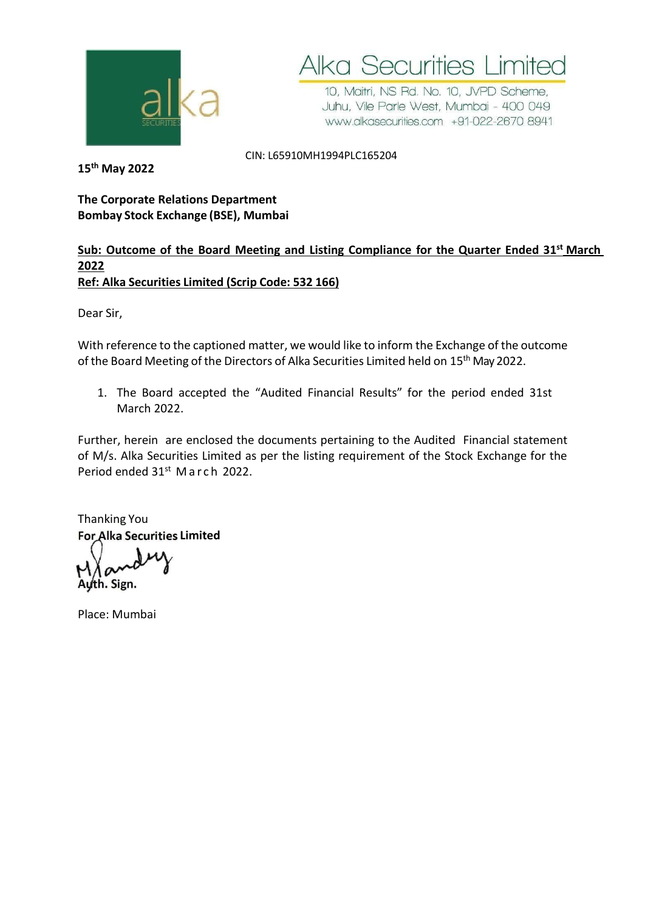# Alka Securities Limited

10, Maitri, NS Rd. No. 10, JVPD Scheme,
Juhu, Vile Parle West, Mumbai - 400 049
www.alkasecurities.com +91-022-2670 8941

CIN: L65910MH1994PLC165204

**15th May 2022**

**The Corporate Relations Department**
**Bombay Stock Exchange (BSE), Mumbai**

**Sub: Outcome of the Board Meeting and Listing Compliance for the Quarter Ended 31st March 2022**
**Ref: Alka Securities Limited (Scrip Code: 532 166)**

Dear Sir,

With reference to the captioned matter, we would like to inform the Exchange of the outcome of the Board Meeting of the Directors of Alka Securities Limited held on 15th May 2022.

1. The Board accepted the "Audited Financial Results" for the period ended 31st March 2022.

Further, herein are enclosed the documents pertaining to the Audited Financial statement of M/s. Alka Securities Limited as per the listing requirement of the Stock Exchange for the Period ended 31st March 2022.

Thanking You
**For Alka Securities Limited**

**Auth. Sign.**

Place: Mumbai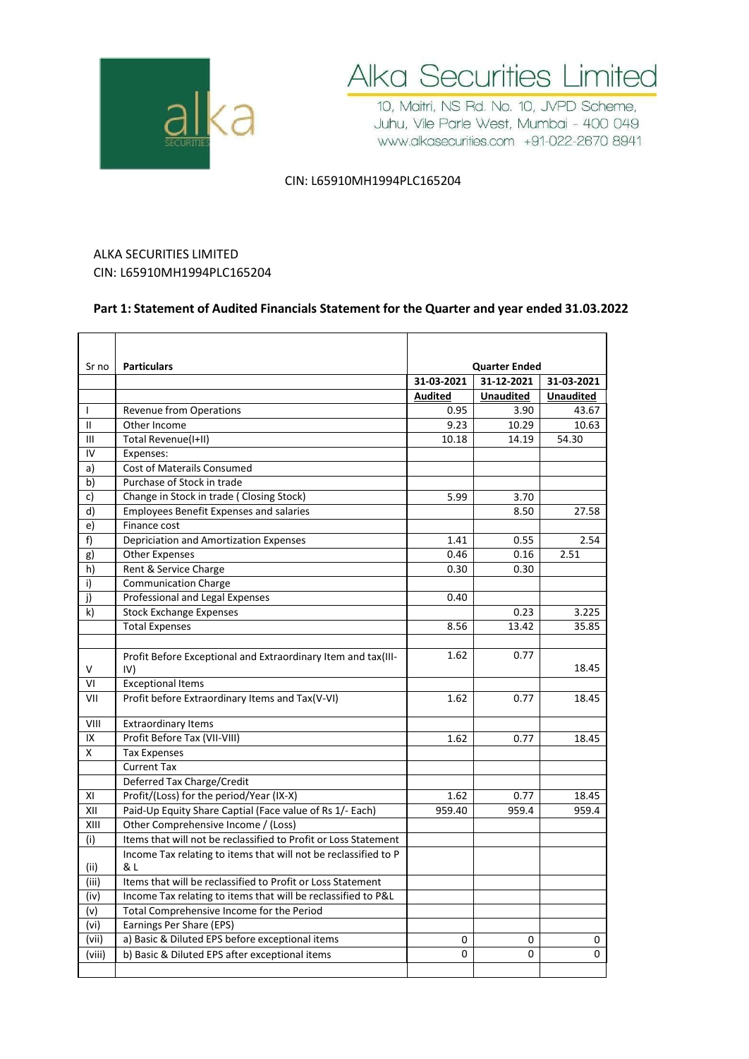# Alka Securities Limited

10, Maitri, NS Rd. No. 10, JVPD Scheme,
Juhu, Vile Parle West, Mumbai - 400 049
www.alkasecurities.com +91-022-2670 8941

CIN: L65910MH1994PLC165204

ALKA SECURITIES LIMITED
CIN: L65910MH1994PLC165204

**Part 1: Statement of Audited Financials Statement for the Quarter and year ended 31.03.2022**

| Sr no | Particulars | Quarter Ended | | |
|---|---|---|---|---|
| | | 31-03-2021 | 31-12-2021 | 31-03-2021 |
| | | Audited | Unaudited | Unaudited |
| I | Revenue from Operations | 0.95 | 3.90 | 43.67 |
| II | Other Income | 9.23 | 10.29 | 10.63 |
| III | Total Revenue(I+II) | 10.18 | 14.19 | 54.30 |
| IV | Expenses: | | | |
| a) | Cost of Materails Consumed | | | |
| b) | Purchase of Stock in trade | | | |
| c) | Change in Stock in trade ( Closing Stock) | 5.99 | 3.70 | |
| d) | Employees Benefit Expenses and salaries | | 8.50 | 27.58 |
| e) | Finance cost | | | |
| f) | Depriciation and Amortization Expenses | 1.41 | 0.55 | 2.54 |
| g) | Other Expenses | 0.46 | 0.16 | 2.51 |
| h) | Rent & Service Charge | 0.30 | 0.30 | |
| i) | Communication Charge | | | |
| j) | Professional and Legal Expenses | 0.40 | | |
| k) | Stock Exchange Expenses | | 0.23 | 3.225 |
| | Total Expenses | 8.56 | 13.42 | 35.85 |
| | | | | |
| V | Profit Before Exceptional and Extraordinary Item and tax(III-IV) | 1.62 | 0.77 | 18.45 |
| VI | Exceptional Items | | | |
| VII | Profit before Extraordinary Items and Tax(V-VI) | 1.62 | 0.77 | 18.45 |
| VIII | Extraordinary Items | | | |
| IX | Profit Before Tax (VII-VIII) | 1.62 | 0.77 | 18.45 |
| X | Tax Expenses | | | |
| | Current Tax | | | |
| | Deferred Tax Charge/Credit | | | |
| XI | Profit/(Loss) for the period/Year (IX-X) | 1.62 | 0.77 | 18.45 |
| XII | Paid-Up Equity Share Captial (Face value of Rs 1/- Each) | 959.40 | 959.4 | 959.4 |
| XIII | Other Comprehensive Income / (Loss) | | | |
| (i) | Items that will not be reclassified to Profit or Loss Statement | | | |
| (ii) | Income Tax relating to items that will not be reclassified to P & L | | | |
| (iii) | Items that will be reclassified to Profit or Loss Statement | | | |
| (iv) | Income Tax relating to items that will be reclassified to P&L | | | |
| (v) | Total Comprehensive Income for the Period | | | |
| (vi) | Earnings Per Share (EPS) | | | |
| (vii) | a) Basic & Diluted EPS before exceptional items | 0 | 0 | 0 |
| (viii) | b) Basic & Diluted EPS after exceptional items | 0 | 0 | 0 |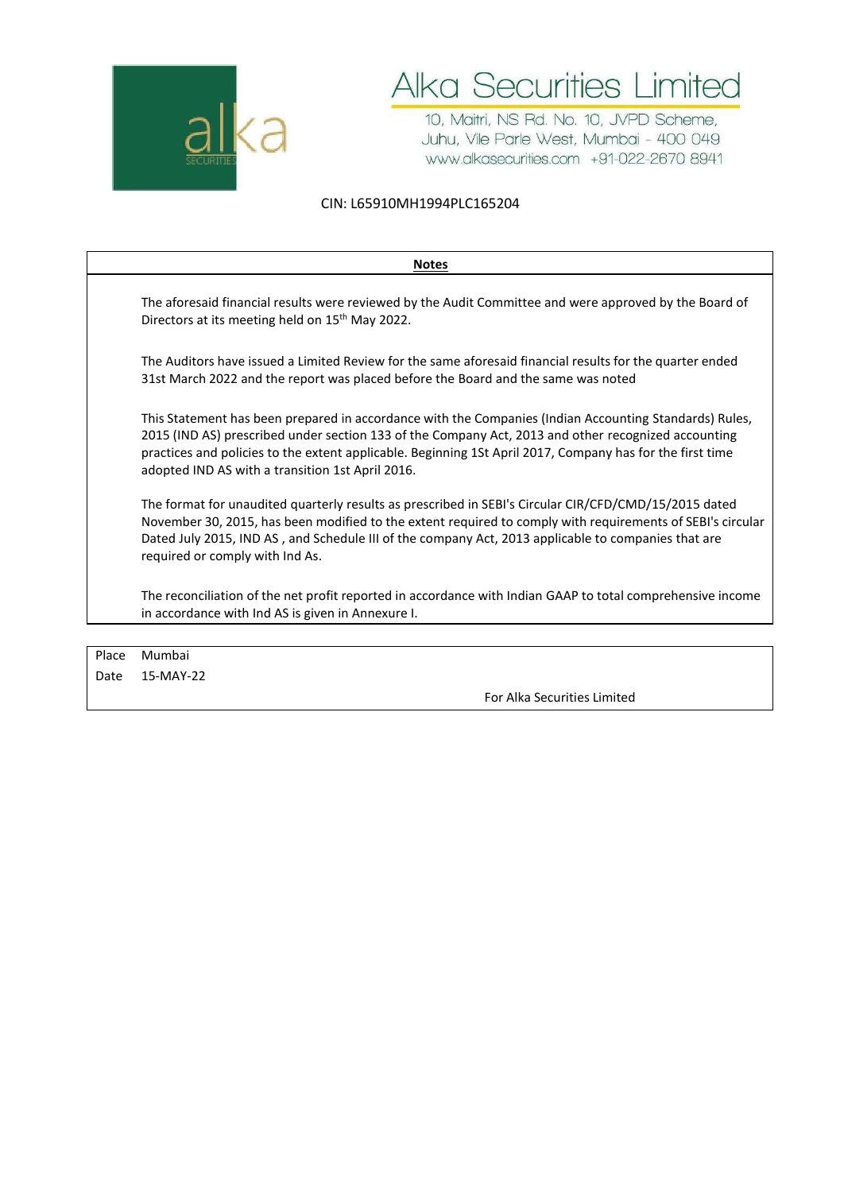# Alka Securities Limited

10, Maitri, NS Rd. No. 10, JVPD Scheme,
Juhu, Vile Parle West, Mumbai - 400 049
www.alkasecurities.com +91-022-2670 8941

CIN: L65910MH1994PLC165204

**Notes**

The aforesaid financial results were reviewed by the Audit Committee and were approved by the Board of Directors at its meeting held on 15th May 2022.

The Auditors have issued a Limited Review for the same aforesaid financial results for the quarter ended 31st March 2022 and the report was placed before the Board and the same was noted

This Statement has been prepared in accordance with the Companies (Indian Accounting Standards) Rules, 2015 (IND AS) prescribed under section 133 of the Company Act, 2013 and other recognized accounting practices and policies to the extent applicable. Beginning 1St April 2017, Company has for the first time adopted IND AS with a transition 1st April 2016.

The format for unaudited quarterly results as prescribed in SEBI's Circular CIR/CFD/CMD/15/2015 dated November 30, 2015, has been modified to the extent required to comply with requirements of SEBI's circular Dated July 2015, IND AS , and Schedule III of the company Act, 2013 applicable to companies that are required or comply with Ind As.

The reconciliation of the net profit reported in accordance with Indian GAAP to total comprehensive income in accordance with Ind AS is given in Annexure I.

Place Mumbai
Date 15-MAY-22

For Alka Securities Limited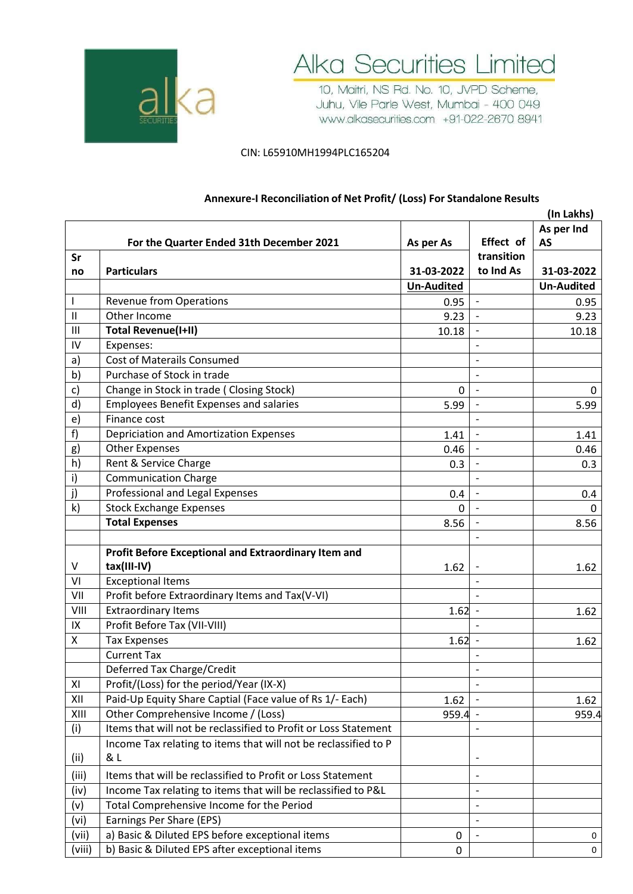# Alka Securities Limited

10, Maitri, NS Rd. No. 10, JVPD Scheme, Juhu, Vile Parle West, Mumbai - 400 049
www.alkasecurities.com +91-022-2670 8941

CIN: L65910MH1994PLC165204

## Annexure-I Reconciliation of Net Profit/ (Loss) For Standalone Results

(In Lakhs)

| Sr no | For the Quarter Ended 31th December 2021<br>Particulars | As per As<br>31-03-2022<br>Un-Audited | Effect of transition to Ind As | As per Ind AS<br>31-03-2022<br>Un-Audited |
|---|---|---|---|---|
| I | Revenue from Operations | 0.95 | - | 0.95 |
| II | Other Income | 9.23 | - | 9.23 |
| III | **Total Revenue(I+II)** | 10.18 | - | 10.18 |
| IV | Expenses: | | - | |
| a) | Cost of Materails Consumed | | - | |
| b) | Purchase of Stock in trade | | - | |
| c) | Change in Stock in trade ( Closing Stock) | 0 | - | 0 |
| d) | Employees Benefit Expenses and salaries | 5.99 | - | 5.99 |
| e) | Finance cost | | - | |
| f) | Depriciation and Amortization Expenses | 1.41 | - | 1.41 |
| g) | Other Expenses | 0.46 | - | 0.46 |
| h) | Rent & Service Charge | 0.3 | - | 0.3 |
| i) | Communication Charge | | - | |
| j) | Professional and Legal Expenses | 0.4 | - | 0.4 |
| k) | Stock Exchange Expenses | 0 | - | 0 |
| | **Total Expenses** | 8.56 | - | 8.56 |
| | | | - | |
| V | **Profit Before Exceptional and Extraordinary Item and tax(III-IV)** | 1.62 | - | 1.62 |
| VI | Exceptional Items | | - | |
| VII | Profit before Extraordinary Items and Tax(V-VI) | | - | |
| VIII | Extraordinary Items | 1.62 | - | 1.62 |
| IX | Profit Before Tax (VII-VIII) | | - | |
| X | Tax Expenses | 1.62 | - | 1.62 |
| | Current Tax | | - | |
| | Deferred Tax Charge/Credit | | - | |
| XI | Profit/(Loss) for the period/Year (IX-X) | | - | |
| XII | Paid-Up Equity Share Captial (Face value of Rs 1/- Each) | 1.62 | - | 1.62 |
| XIII | Other Comprehensive Income / (Loss) | 959.4 | - | 959.4 |
| (i) | Items that will not be reclassified to Profit or Loss Statement | | - | |
| (ii) | Income Tax relating to items that will not be reclassified to P & L | | - | |
| (iii) | Items that will be reclassified to Profit or Loss Statement | | - | |
| (iv) | Income Tax relating to items that will be reclassified to P&L | | - | |
| (v) | Total Comprehensive Income for the Period | | - | |
| (vi) | Earnings Per Share (EPS) | | - | |
| (vii) | a) Basic & Diluted EPS before exceptional items | 0 | - | 0 |
| (viii) | b) Basic & Diluted EPS after exceptional items | 0 | | 0 |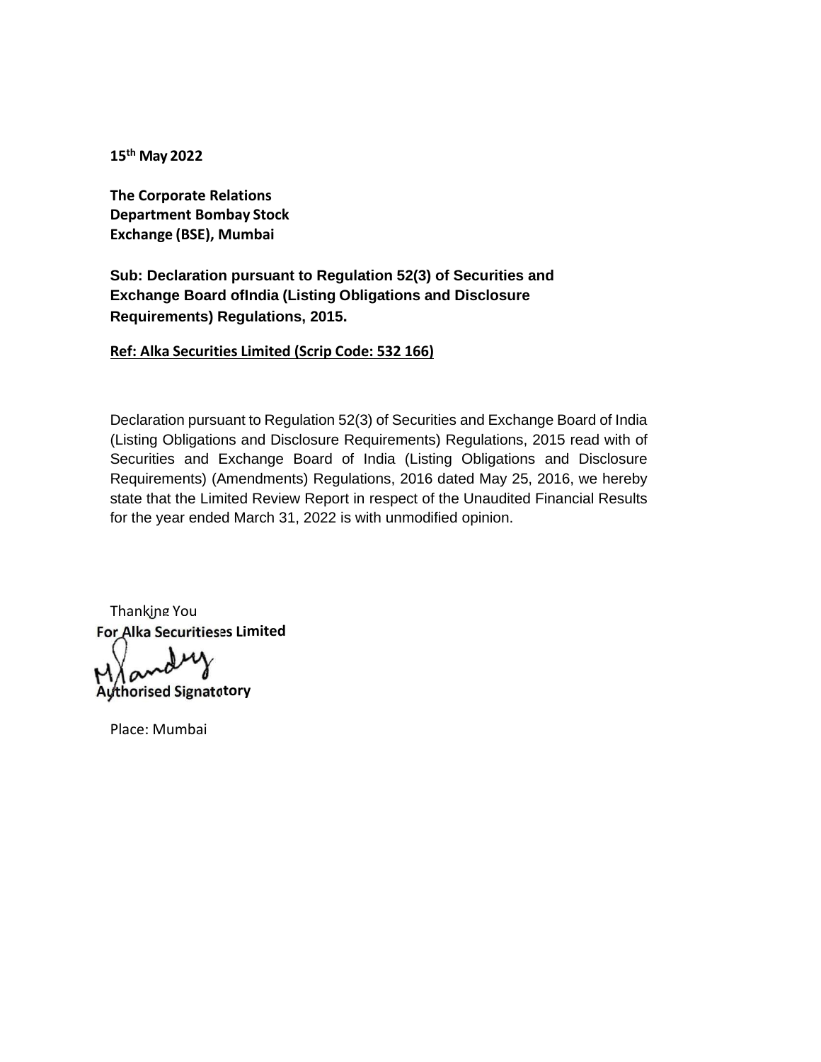**15th May 2022**

**The Corporate Relations Department Bombay Stock Exchange (BSE), Mumbai**

**Sub: Declaration pursuant to Regulation 52(3) of Securities and Exchange Board ofIndia (Listing Obligations and Disclosure Requirements) Regulations, 2015.**

**Ref: Alka Securities Limited (Scrip Code: 532 166)**

Declaration pursuant to Regulation 52(3) of Securities and Exchange Board of India (Listing Obligations and Disclosure Requirements) Regulations, 2015 read with of Securities and Exchange Board of India (Listing Obligations and Disclosure Requirements) (Amendments) Regulations, 2016 dated May 25, 2016, we hereby state that the Limited Review Report in respect of the Unaudited Financial Results for the year ended March 31, 2022 is with unmodified opinion.

Thanking You

**For Alka Securitieses Limited**

**Authorised Signatotory**

Place: Mumbai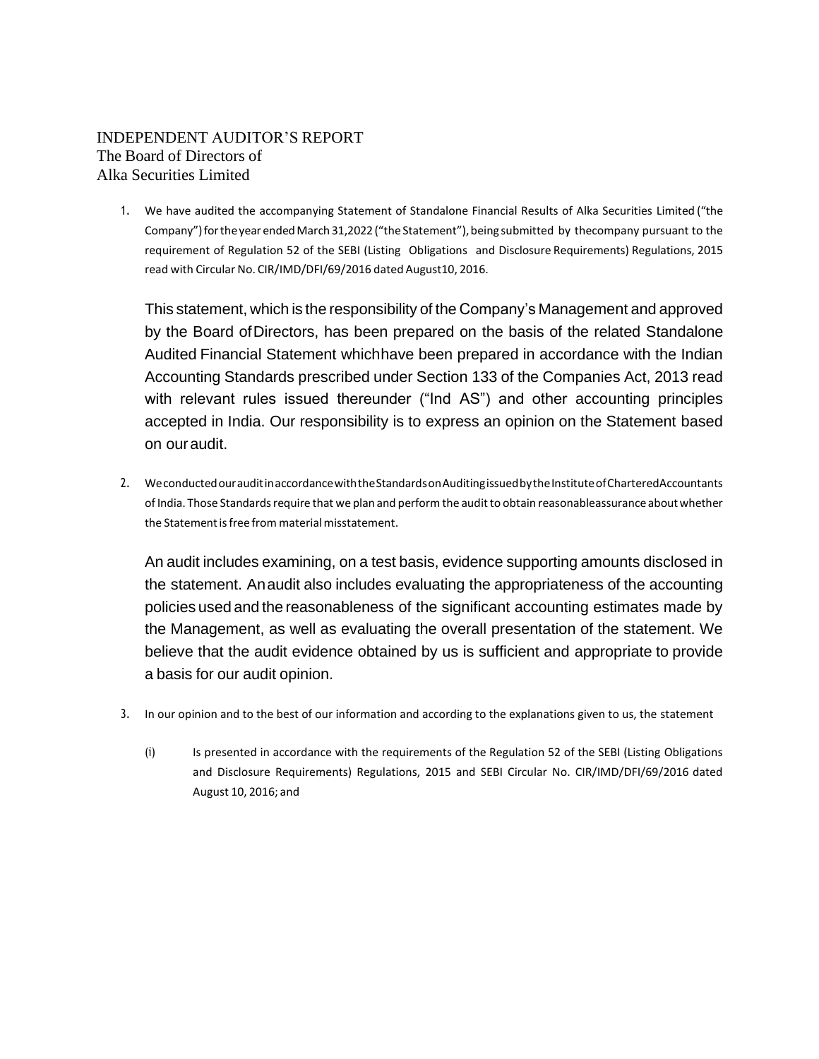INDEPENDENT AUDITOR'S REPORT
The Board of Directors of
Alka Securities Limited

1. We have audited the accompanying Statement of Standalone Financial Results of Alka Securities Limited ("the Company") for the year ended March 31,2022 ("the Statement"), being submitted by thecompany pursuant to the requirement of Regulation 52 of the SEBI (Listing Obligations and Disclosure Requirements) Regulations, 2015 read with Circular No. CIR/IMD/DFI/69/2016 dated August10, 2016.

   This statement, which is the responsibility of the Company's Management and approved by the Board of Directors, has been prepared on the basis of the related Standalone Audited Financial Statement whichhave been prepared in accordance with the Indian Accounting Standards prescribed under Section 133 of the Companies Act, 2013 read with relevant rules issued thereunder ("Ind AS") and other accounting principles accepted in India. Our responsibility is to express an opinion on the Statement based on our audit.

2. We conducted our audit in accordance with the Standards on Auditing issued by the Institute of Chartered Accountants of India. Those Standards require that we plan and perform the audit to obtain reasonableassurance about whether the Statement is free from material misstatement.

   An audit includes examining, on a test basis, evidence supporting amounts disclosed in the statement. An audit also includes evaluating the appropriateness of the accounting policies used and the reasonableness of the significant accounting estimates made by the Management, as well as evaluating the overall presentation of the statement. We believe that the audit evidence obtained by us is sufficient and appropriate to provide a basis for our audit opinion.

3. In our opinion and to the best of our information and according to the explanations given to us, the statement

   (i) Is presented in accordance with the requirements of the Regulation 52 of the SEBI (Listing Obligations and Disclosure Requirements) Regulations, 2015 and SEBI Circular No. CIR/IMD/DFI/69/2016 dated August 10, 2016; and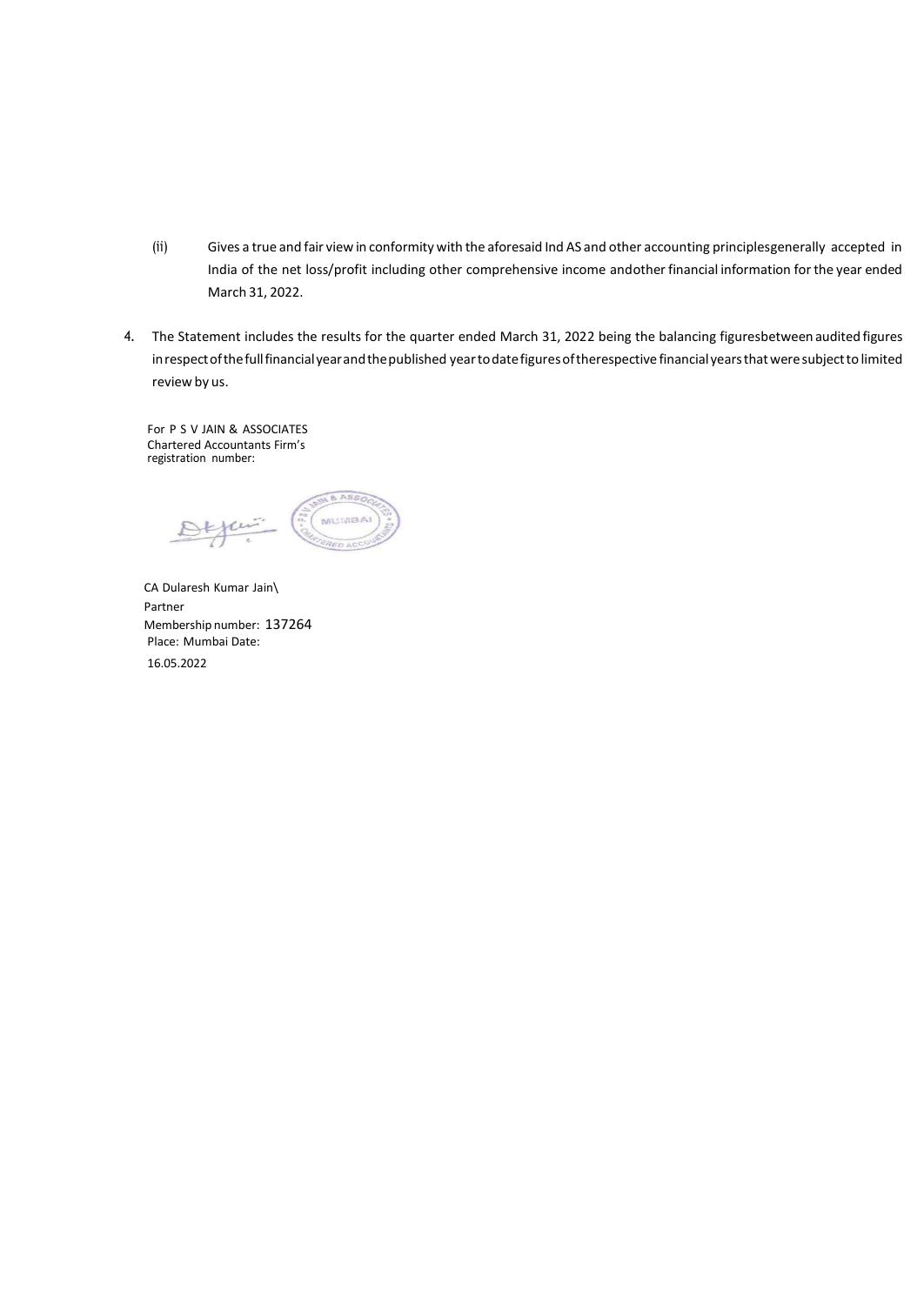(ii) Gives a true and fair view in conformity with the aforesaid Ind AS and other accounting principlesgenerally accepted in India of the net loss/profit including other comprehensive income andother financial information for the year ended March 31, 2022.

4. The Statement includes the results for the quarter ended March 31, 2022 being the balancing figuresbetween audited figures inrespectofthefullfinancialyearandthepublished yeartodatefiguresoftherespective financialyearsthatweresubjecttolimited review by us.

For P S V JAIN & ASSOCIATES
Chartered Accountants Firm's
registration number:

CA Dularesh Kumar Jain\
Partner
Membership number: 137264
Place: Mumbai Date:
16.05.2022